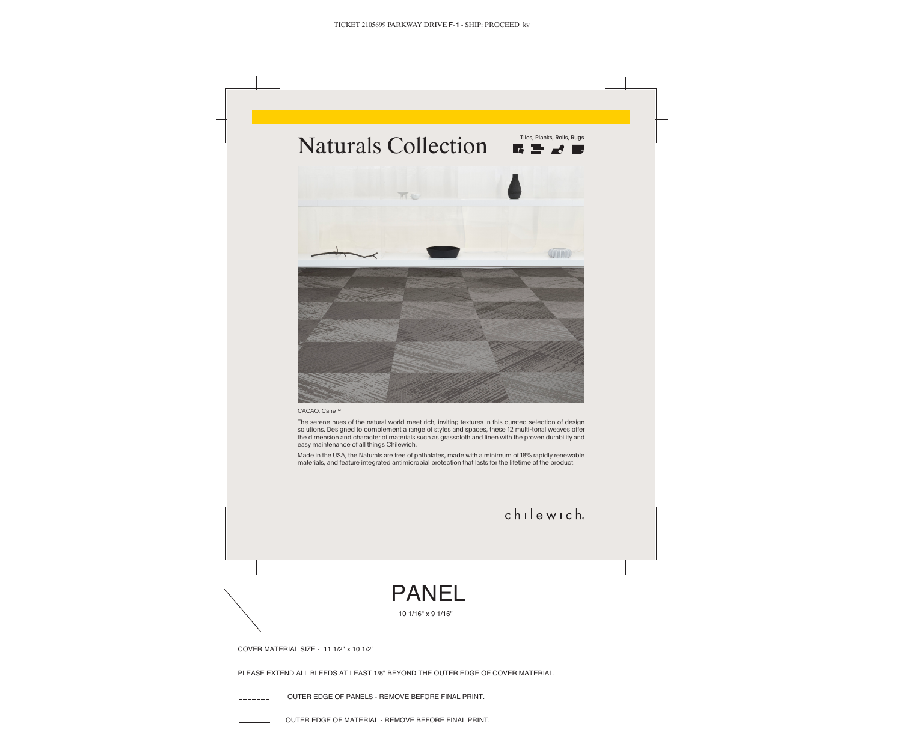TICKET 2105699 PARKWAY DRIVE **F-1** - SHIP: PROCEED kv

# Naturals Collection

Tiles, Planks, Rolls, Rugs

CACAO, Cane™

The serene hues of the natural world meet rich, inviting textures in this curated selection of design solutions. Designed to complement a range of styles and spaces, these 12 multi-tonal weaves offer the dimension and character of materials such as grasscloth and linen with the proven durability and easy maintenance of all things Chilewich.

Made in the USA, the Naturals are free of phthalates, made with a minimum of 18% rapidly renewable materials, and feature integrated antimicrobial protection that lasts for the lifetime of the product.

chilewich.

# PANEL

10 1/16" x 9 1/16"

COVER MATERIAL SIZE - 11 1/2" x 10 1/2"

PLEASE EXTEND ALL BLEEDS AT LEAST 1/8" BEYOND THE OUTER EDGE OF COVER MATERIAL.

------- OUTER EDGE OF PANELS - REMOVE BEFORE FINAL PRINT.

_______ OUTER EDGE OF MATERIAL - REMOVE BEFORE FINAL PRINT.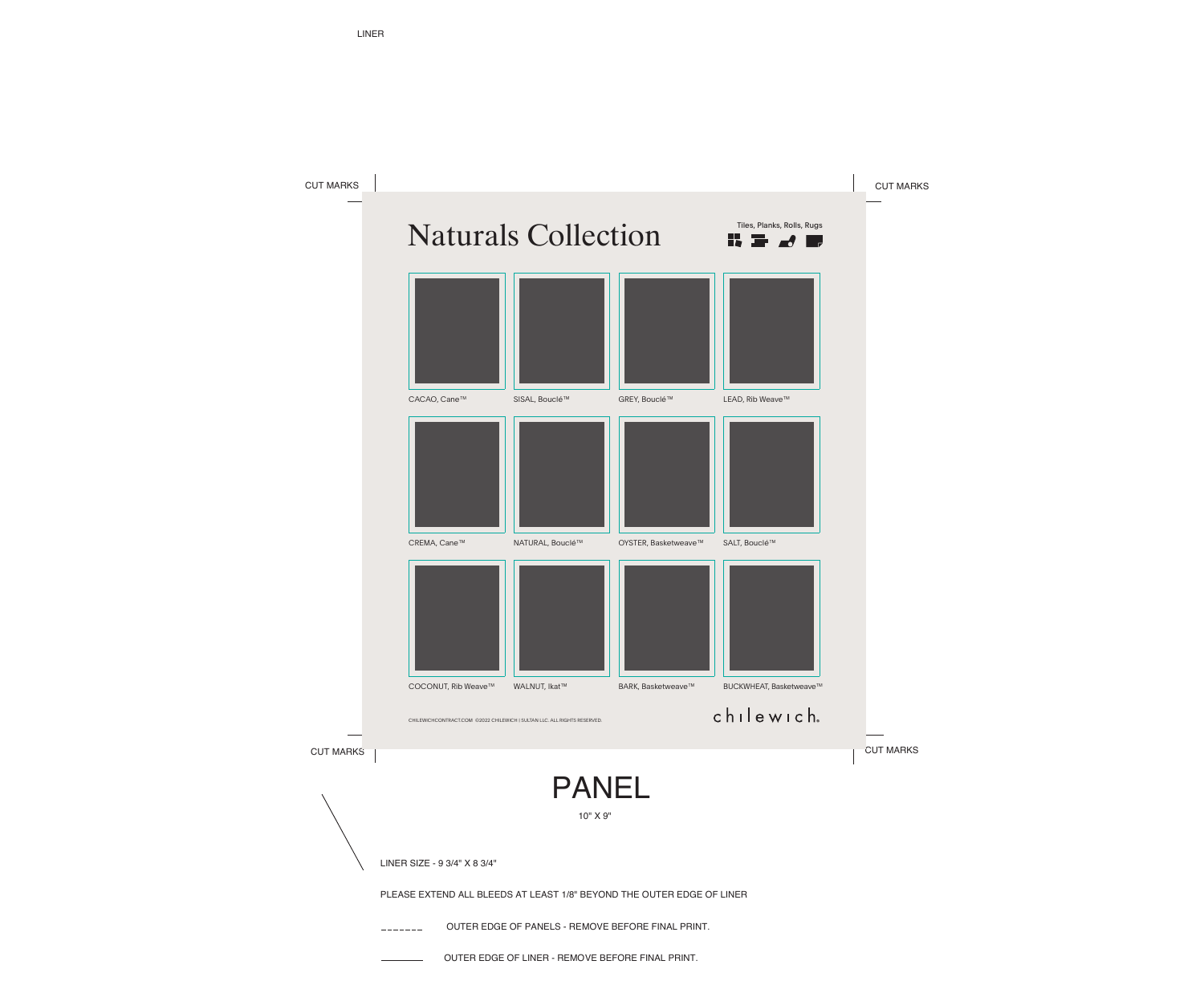LINER

CUT MARKS

CUT MARKS

# Naturals Collection

Tiles, Planks, Rolls, Rugs

| | | | |
|---|---|---|---|
| CACAO, Cane™ | SISAL, Bouclé™ | GREY, Bouclé™ | LEAD, Rib Weave™ |
| CREMA, Cane™ | NATURAL, Bouclé™ | OYSTER, Basketweave™ | SALT, Bouclé™ |
| COCONUT, Rib Weave™ | WALNUT, Ikat™ | BARK, Basketweave™ | BUCKWHEAT, Basketweave™ |

CHILEWICHCONTRACT.COM ©2022 CHILEWICH | SULTAN LLC. ALL RIGHTS RESERVED.

chilewich.

CUT MARKS

CUT MARKS

# PANEL

10" X 9"

LINER SIZE - 9 3/4" X 8 3/4"

PLEASE EXTEND ALL BLEEDS AT LEAST 1/8" BEYOND THE OUTER EDGE OF LINER

_ _ _ _ _ _ _ OUTER EDGE OF PANELS - REMOVE BEFORE FINAL PRINT.

_______ OUTER EDGE OF LINER - REMOVE BEFORE FINAL PRINT.